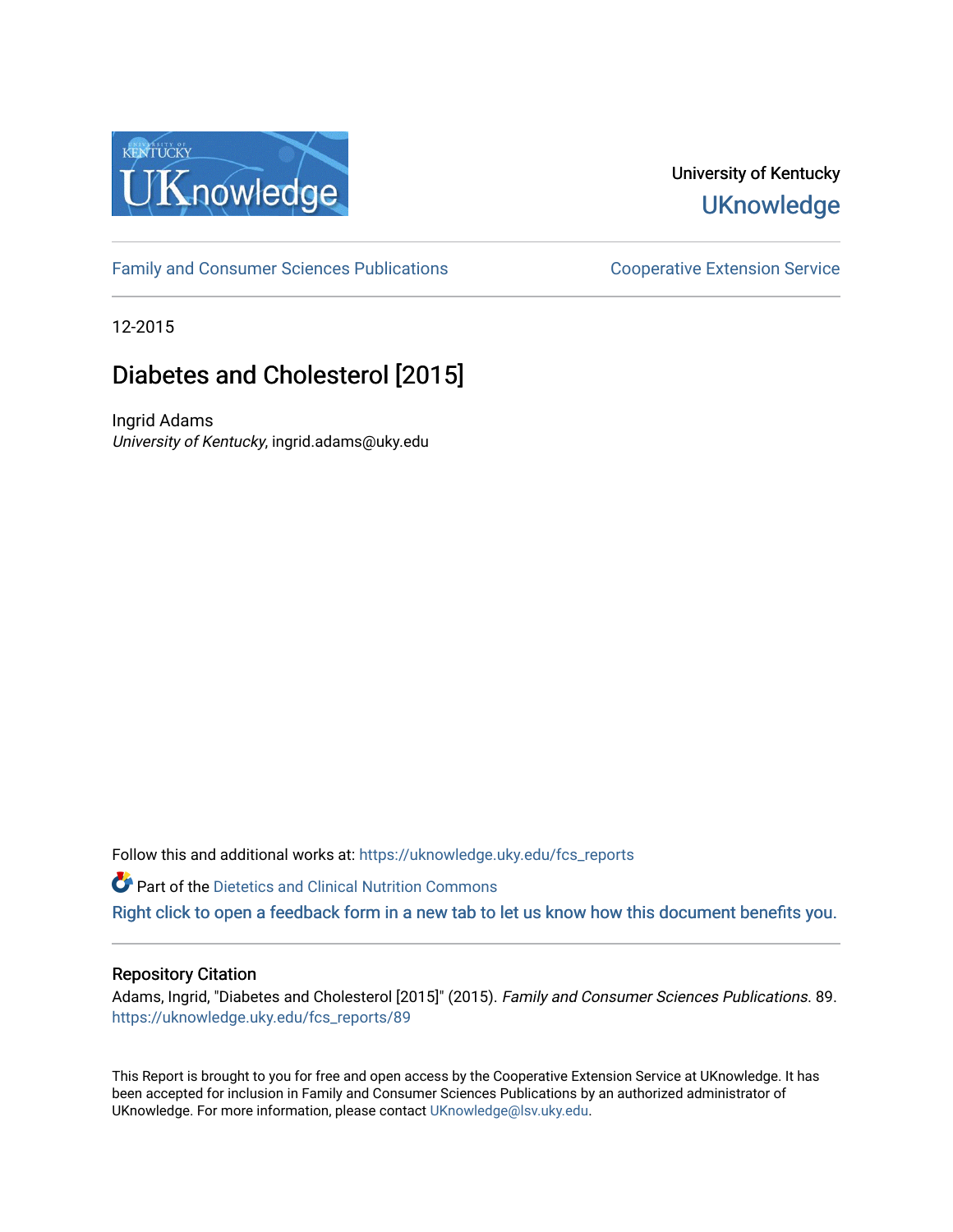University of Kentucky

UKnowledge

Family and Consumer Sciences Publications | Cooperative Extension Service

12-2015

# Diabetes and Cholesterol [2015]

Ingrid Adams
*University of Kentucky*, ingrid.adams@uky.edu

Follow this and additional works at: https://uknowledge.uky.edu/fcs_reports

Part of the Dietetics and Clinical Nutrition Commons

Right click to open a feedback form in a new tab to let us know how this document benefits you.

## Repository Citation

Adams, Ingrid, "Diabetes and Cholesterol [2015]" (2015). *Family and Consumer Sciences Publications*. 89.
https://uknowledge.uky.edu/fcs_reports/89

This Report is brought to you for free and open access by the Cooperative Extension Service at UKnowledge. It has been accepted for inclusion in Family and Consumer Sciences Publications by an authorized administrator of UKnowledge. For more information, please contact UKnowledge@lsv.uky.edu.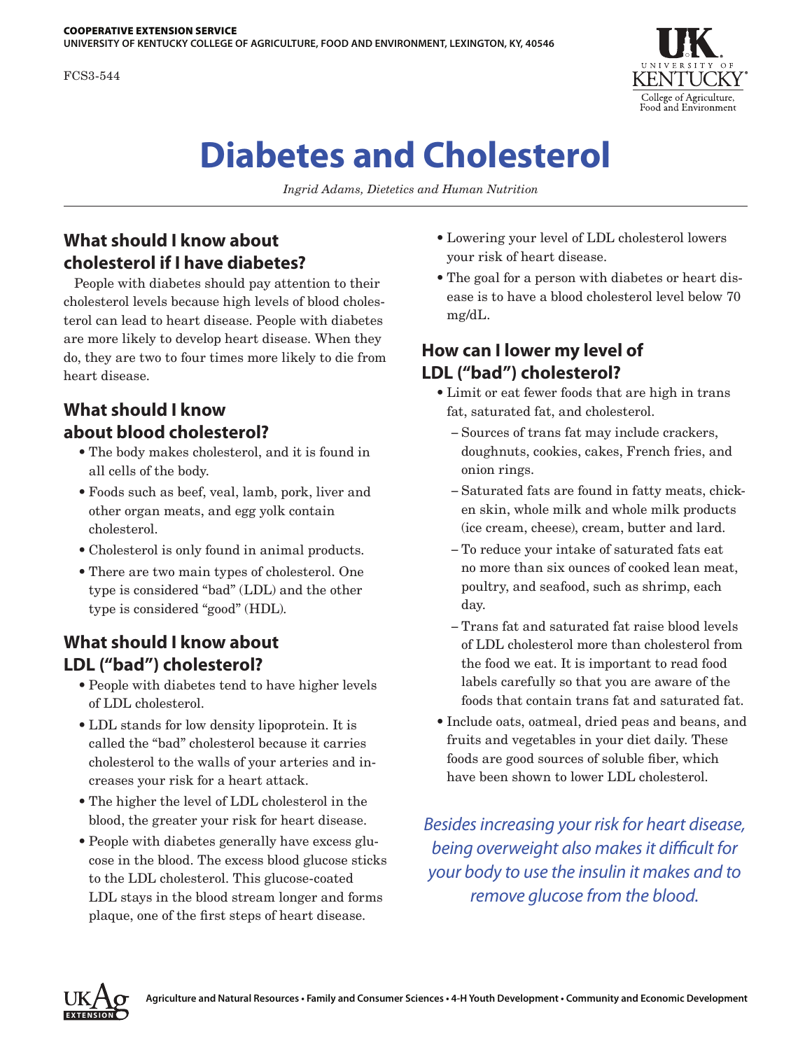COOPERATIVE EXTENSION SERVICE
UNIVERSITY OF KENTUCKY COLLEGE OF AGRICULTURE, FOOD AND ENVIRONMENT, LEXINGTON, KY, 40546

FCS3-544

# Diabetes and Cholesterol

*Ingrid Adams, Dietetics and Human Nutrition*

## What should I know about cholesterol if I have diabetes?

People with diabetes should pay attention to their cholesterol levels because high levels of blood cholesterol can lead to heart disease. People with diabetes are more likely to develop heart disease. When they do, they are two to four times more likely to die from heart disease.

## What should I know about blood cholesterol?

- The body makes cholesterol, and it is found in all cells of the body.
- Foods such as beef, veal, lamb, pork, liver and other organ meats, and egg yolk contain cholesterol.
- Cholesterol is only found in animal products.
- There are two main types of cholesterol. One type is considered "bad" (LDL) and the other type is considered "good" (HDL).

## What should I know about LDL ("bad") cholesterol?

- People with diabetes tend to have higher levels of LDL cholesterol.
- LDL stands for low density lipoprotein. It is called the "bad" cholesterol because it carries cholesterol to the walls of your arteries and increases your risk for a heart attack.
- The higher the level of LDL cholesterol in the blood, the greater your risk for heart disease.
- People with diabetes generally have excess glucose in the blood. The excess blood glucose sticks to the LDL cholesterol. This glucose-coated LDL stays in the blood stream longer and forms plaque, one of the first steps of heart disease.
- Lowering your level of LDL cholesterol lowers your risk of heart disease.
- The goal for a person with diabetes or heart disease is to have a blood cholesterol level below 70 mg/dL.

## How can I lower my level of LDL ("bad") cholesterol?

- Limit or eat fewer foods that are high in trans fat, saturated fat, and cholesterol.
  - Sources of trans fat may include crackers, doughnuts, cookies, cakes, French fries, and onion rings.
  - Saturated fats are found in fatty meats, chicken skin, whole milk and whole milk products (ice cream, cheese), cream, butter and lard.
  - To reduce your intake of saturated fats eat no more than six ounces of cooked lean meat, poultry, and seafood, such as shrimp, each day.
  - Trans fat and saturated fat raise blood levels of LDL cholesterol more than cholesterol from the food we eat. It is important to read food labels carefully so that you are aware of the foods that contain trans fat and saturated fat.
- Include oats, oatmeal, dried peas and beans, and fruits and vegetables in your diet daily. These foods are good sources of soluble fiber, which have been shown to lower LDL cholesterol.

*Besides increasing your risk for heart disease, being overweight also makes it difficult for your body to use the insulin it makes and to remove glucose from the blood.*

Agriculture and Natural Resources • Family and Consumer Sciences • 4-H Youth Development • Community and Economic Development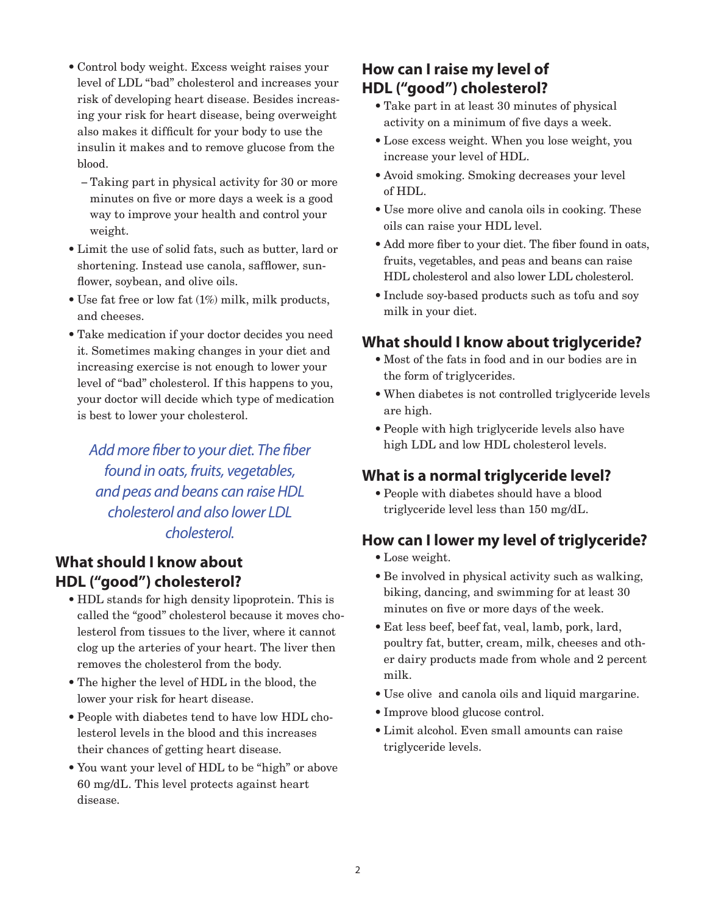- Control body weight. Excess weight raises your level of LDL "bad" cholesterol and increases your risk of developing heart disease. Besides increasing your risk for heart disease, being overweight also makes it difficult for your body to use the insulin it makes and to remove glucose from the blood.
  - Taking part in physical activity for 30 or more minutes on five or more days a week is a good way to improve your health and control your weight.
- Limit the use of solid fats, such as butter, lard or shortening. Instead use canola, safflower, sunflower, soybean, and olive oils.
- Use fat free or low fat (1%) milk, milk products, and cheeses.
- Take medication if your doctor decides you need it. Sometimes making changes in your diet and increasing exercise is not enough to lower your level of "bad" cholesterol. If this happens to you, your doctor will decide which type of medication is best to lower your cholesterol.

*Add more fiber to your diet. The fiber found in oats, fruits, vegetables, and peas and beans can raise HDL cholesterol and also lower LDL cholesterol.*

## What should I know about HDL ("good") cholesterol?

- HDL stands for high density lipoprotein. This is called the "good" cholesterol because it moves cholesterol from tissues to the liver, where it cannot clog up the arteries of your heart. The liver then removes the cholesterol from the body.
- The higher the level of HDL in the blood, the lower your risk for heart disease.
- People with diabetes tend to have low HDL cholesterol levels in the blood and this increases their chances of getting heart disease.
- You want your level of HDL to be "high" or above 60 mg/dL. This level protects against heart disease.

## How can I raise my level of HDL ("good") cholesterol?

- Take part in at least 30 minutes of physical activity on a minimum of five days a week.
- Lose excess weight. When you lose weight, you increase your level of HDL.
- Avoid smoking. Smoking decreases your level of HDL.
- Use more olive and canola oils in cooking. These oils can raise your HDL level.
- Add more fiber to your diet. The fiber found in oats, fruits, vegetables, and peas and beans can raise HDL cholesterol and also lower LDL cholesterol.
- Include soy-based products such as tofu and soy milk in your diet.

## What should I know about triglyceride?

- Most of the fats in food and in our bodies are in the form of triglycerides.
- When diabetes is not controlled triglyceride levels are high.
- People with high triglyceride levels also have high LDL and low HDL cholesterol levels.

## What is a normal triglyceride level?

- People with diabetes should have a blood triglyceride level less than 150 mg/dL.

## How can I lower my level of triglyceride?

- Lose weight.
- Be involved in physical activity such as walking, biking, dancing, and swimming for at least 30 minutes on five or more days of the week.
- Eat less beef, beef fat, veal, lamb, pork, lard, poultry fat, butter, cream, milk, cheeses and other dairy products made from whole and 2 percent milk.
- Use olive and canola oils and liquid margarine.
- Improve blood glucose control.
- Limit alcohol. Even small amounts can raise triglyceride levels.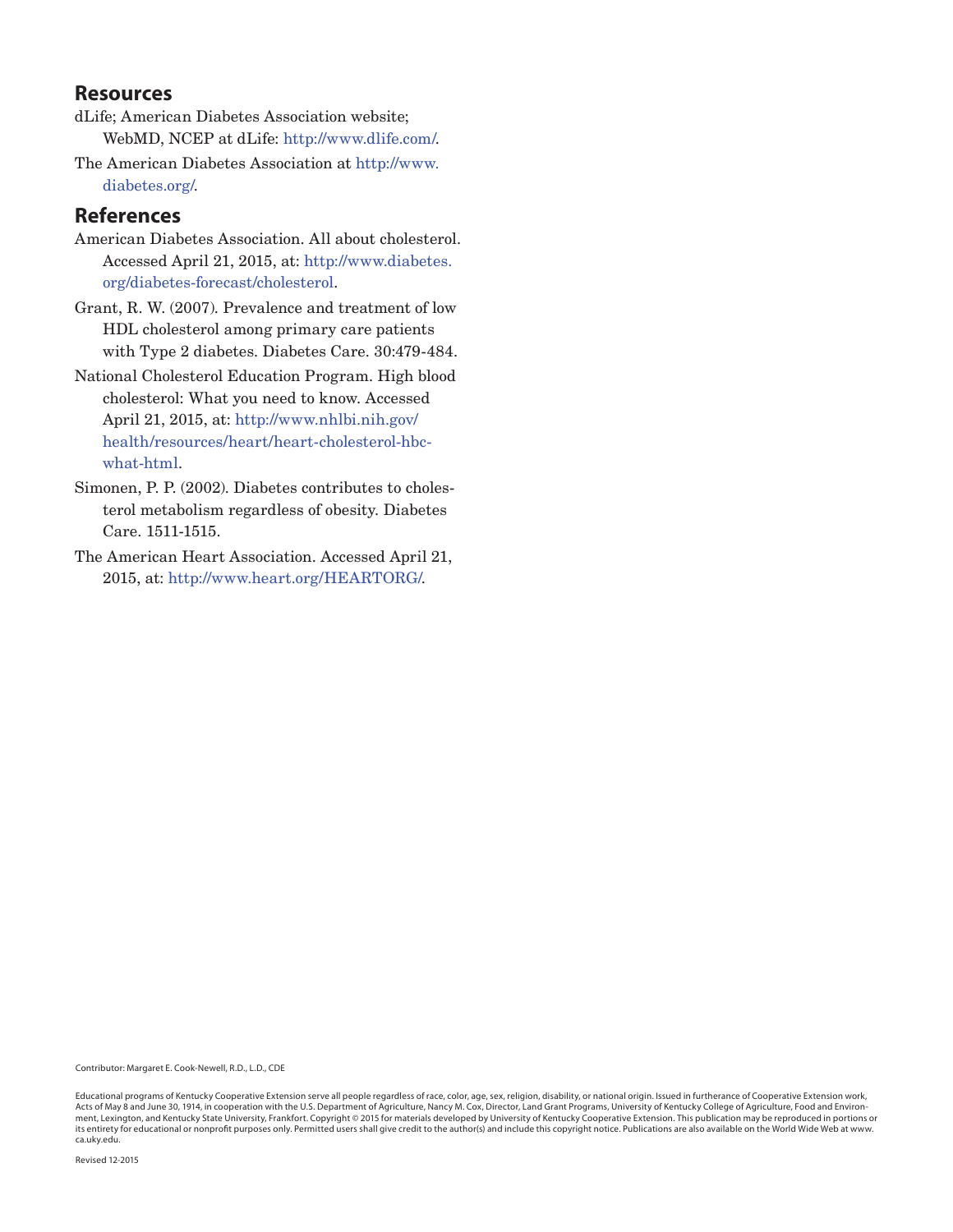## Resources

dLife; American Diabetes Association website; WebMD, NCEP at dLife: http://www.dlife.com/.

The American Diabetes Association at http://www.diabetes.org/.

## References

American Diabetes Association. All about cholesterol. Accessed April 21, 2015, at: http://www.diabetes.org/diabetes-forecast/cholesterol.

Grant, R. W. (2007). Prevalence and treatment of low HDL cholesterol among primary care patients with Type 2 diabetes. Diabetes Care. 30:479-484.

National Cholesterol Education Program. High blood cholesterol: What you need to know. Accessed April 21, 2015, at: http://www.nhlbi.nih.gov/health/resources/heart/heart-cholesterol-hbc-what-html.

Simonen, P. P. (2002). Diabetes contributes to cholesterol metabolism regardless of obesity. Diabetes Care. 1511-1515.

The American Heart Association. Accessed April 21, 2015, at: http://www.heart.org/HEARTORG/.

Contributor: Margaret E. Cook-Newell, R.D., L.D., CDE

Educational programs of Kentucky Cooperative Extension serve all people regardless of race, color, age, sex, religion, disability, or national origin. Issued in furtherance of Cooperative Extension work, Acts of May 8 and June 30, 1914, in cooperation with the U.S. Department of Agriculture, Nancy M. Cox, Director, Land Grant Programs, University of Kentucky College of Agriculture, Food and Environment, Lexington, and Kentucky State University, Frankfort. Copyright © 2015 for materials developed by University of Kentucky Cooperative Extension. This publication may be reproduced in portions or its entirety for educational or nonprofit purposes only. Permitted users shall give credit to the author(s) and include this copyright notice. Publications are also available on the World Wide Web at www.ca.uky.edu.

Revised 12-2015